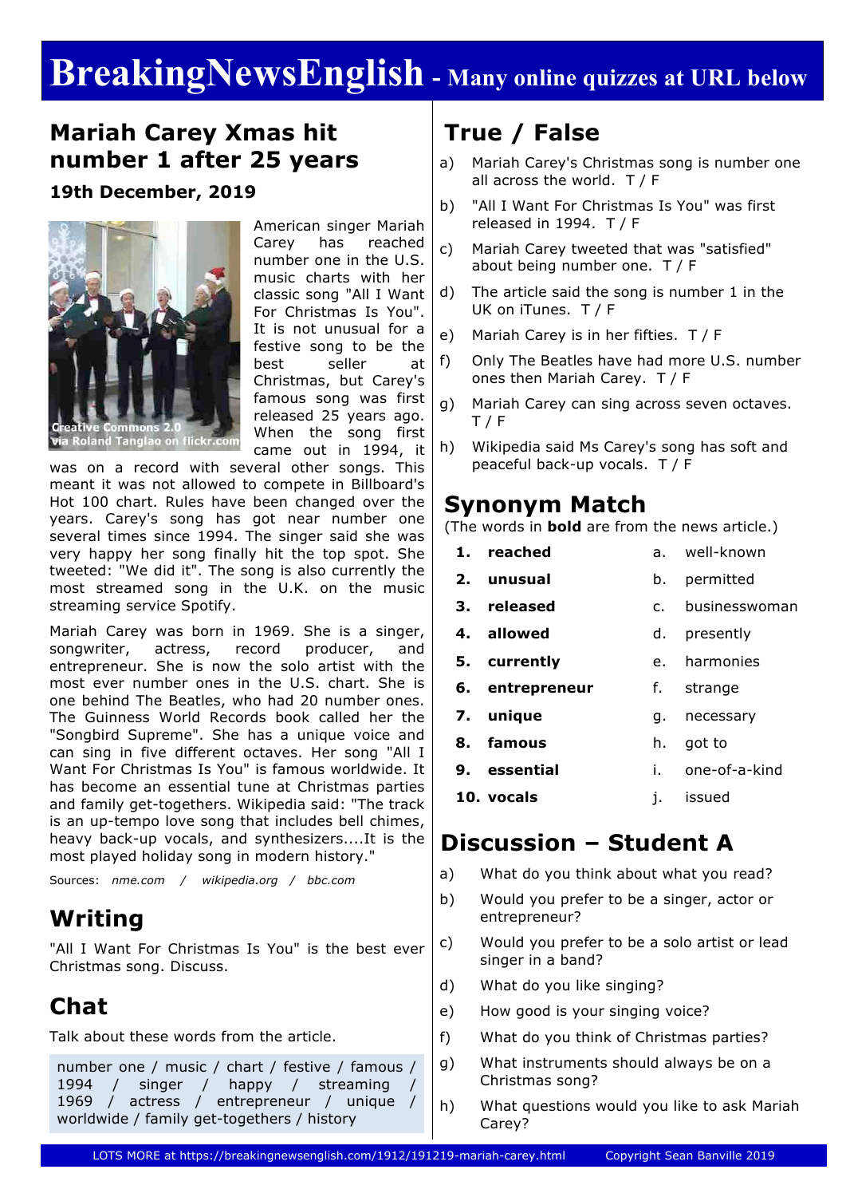# BreakingNewsEnglish - Many online quizzes at URL below

## Mariah Carey Xmas hit number 1 after 25 years

### 19th December, 2019

Creative Commons 2.0 via Roland Tanglao on flickr.com

American singer Mariah Carey has reached number one in the U.S. music charts with her classic song "All I Want For Christmas Is You". It is not unusual for a festive song to be the best seller at Christmas, but Carey's famous song was first released 25 years ago. When the song first came out in 1994, it was on a record with several other songs. This meant it was not allowed to compete in Billboard's Hot 100 chart. Rules have been changed over the years. Carey's song has got near number one several times since 1994. The singer said she was very happy her song finally hit the top spot. She tweeted: "We did it". The song is also currently the most streamed song in the U.K. on the music streaming service Spotify.

Mariah Carey was born in 1969. She is a singer, songwriter, actress, record producer, and entrepreneur. She is now the solo artist with the most ever number ones in the U.S. chart. She is one behind The Beatles, who had 20 number ones. The Guinness World Records book called her the "Songbird Supreme". She has a unique voice and can sing in five different octaves. Her song "All I Want For Christmas Is You" is famous worldwide. It has become an essential tune at Christmas parties and family get-togethers. Wikipedia said: "The track is an up-tempo love song that includes bell chimes, heavy back-up vocals, and synthesizers....It is the most played holiday song in modern history."

Sources: *nme.com / wikipedia.org / bbc.com*

## Writing

"All I Want For Christmas Is You" is the best ever Christmas song. Discuss.

## Chat

Talk about these words from the article.

number one / music / chart / festive / famous / 1994 / singer / happy / streaming / 1969 / actress / entrepreneur / unique / worldwide / family get-togethers / history

## True / False

a) Mariah Carey's Christmas song is number one all across the world. T / F

b) "All I Want For Christmas Is You" was first released in 1994. T / F

c) Mariah Carey tweeted that was "satisfied" about being number one. T / F

d) The article said the song is number 1 in the UK on iTunes. T / F

e) Mariah Carey is in her fifties. T / F

f) Only The Beatles have had more U.S. number ones then Mariah Carey. T / F

g) Mariah Carey can sing across seven octaves. T / F

h) Wikipedia said Ms Carey's song has soft and peaceful back-up vocals. T / F

## Synonym Match

(The words in **bold** are from the news article.)

| | | | |
|---|---|---|---|
| 1. | **reached** | a. | well-known |
| 2. | **unusual** | b. | permitted |
| 3. | **released** | c. | businesswoman |
| 4. | **allowed** | d. | presently |
| 5. | **currently** | e. | harmonies |
| 6. | **entrepreneur** | f. | strange |
| 7. | **unique** | g. | necessary |
| 8. | **famous** | h. | got to |
| 9. | **essential** | i. | one-of-a-kind |
| 10. | **vocals** | j. | issued |

## Discussion – Student A

a) What do you think about what you read?

b) Would you prefer to be a singer, actor or entrepreneur?

c) Would you prefer to be a solo artist or lead singer in a band?

d) What do you like singing?

e) How good is your singing voice?

f) What do you think of Christmas parties?

g) What instruments should always be on a Christmas song?

h) What questions would you like to ask Mariah Carey?

LOTS MORE at https://breakingnewsenglish.com/1912/191219-mariah-carey.html Copyright Sean Banville 2019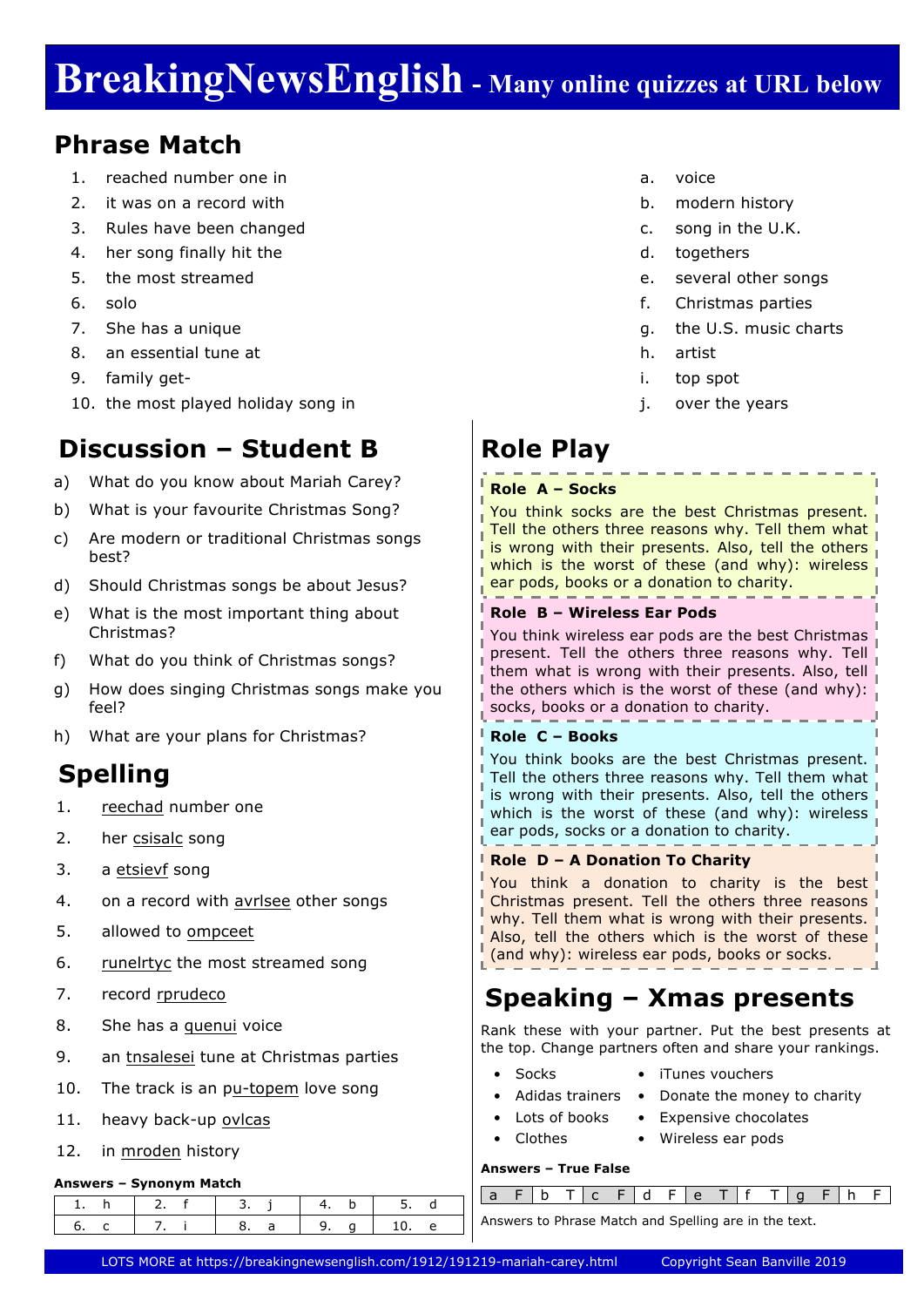# BreakingNewsEnglish - Many online quizzes at URL below

## Phrase Match

1. reached number one in
2. it was on a record with
3. Rules have been changed
4. her song finally hit the
5. the most streamed
6. solo
7. She has a unique
8. an essential tune at
9. family get-
10. the most played holiday song in

a. voice
b. modern history
c. song in the U.K.
d. togethers
e. several other songs
f. Christmas parties
g. the U.S. music charts
h. artist
i. top spot
j. over the years

## Discussion – Student B

a) What do you know about Mariah Carey?
b) What is your favourite Christmas Song?
c) Are modern or traditional Christmas songs best?
d) Should Christmas songs be about Jesus?
e) What is the most important thing about Christmas?
f) What do you think of Christmas songs?
g) How does singing Christmas songs make you feel?
h) What are your plans for Christmas?

## Spelling

1. reechad number one
2. her csisalc song
3. a etsievf song
4. on a record with avrlsee other songs
5. allowed to ompceet
6. runelrtyc the most streamed song
7. record rprudeco
8. She has a quenui voice
9. an tnsalesei tune at Christmas parties
10. The track is an pu-topem love song
11. heavy back-up ovlcas
12. in mroden history

**Answers – Synonym Match**

| | | | | |
|---|---|---|---|---|
| 1. h | 2. f | 3. j | 4. b | 5. d |
| 6. c | 7. i | 8. a | 9. g | 10. e |

## Role Play

**Role A – Socks**

You think socks are the best Christmas present. Tell the others three reasons why. Tell them what is wrong with their presents. Also, tell the others which is the worst of these (and why): wireless ear pods, books or a donation to charity.

**Role B – Wireless Ear Pods**

You think wireless ear pods are the best Christmas present. Tell the others three reasons why. Tell them what is wrong with their presents. Also, tell the others which is the worst of these (and why): socks, books or a donation to charity.

**Role C – Books**

You think books are the best Christmas present. Tell the others three reasons why. Tell them what is wrong with their presents. Also, tell the others which is the worst of these (and why): wireless ear pods, socks or a donation to charity.

**Role D – A Donation To Charity**

You think a donation to charity is the best Christmas present. Tell the others three reasons why. Tell them what is wrong with their presents. Also, tell the others which is the worst of these (and why): wireless ear pods, books or socks.

## Speaking – Xmas presents

Rank these with your partner. Put the best presents at the top. Change partners often and share your rankings.

- Socks
- Adidas trainers
- Lots of books
- Clothes
- iTunes vouchers
- Donate the money to charity
- Expensive chocolates
- Wireless ear pods

**Answers – True False**

| | | | | | | | | | | | | | | | |
|---|---|---|---|---|---|---|---|---|---|---|---|---|---|---|---|
| a | F | b | T | c | F | d | F | e | T | f | T | g | F | h | F |

Answers to Phrase Match and Spelling are in the text.

LOTS MORE at https://breakingnewsenglish.com/1912/191219-mariah-carey.html Copyright Sean Banville 2019